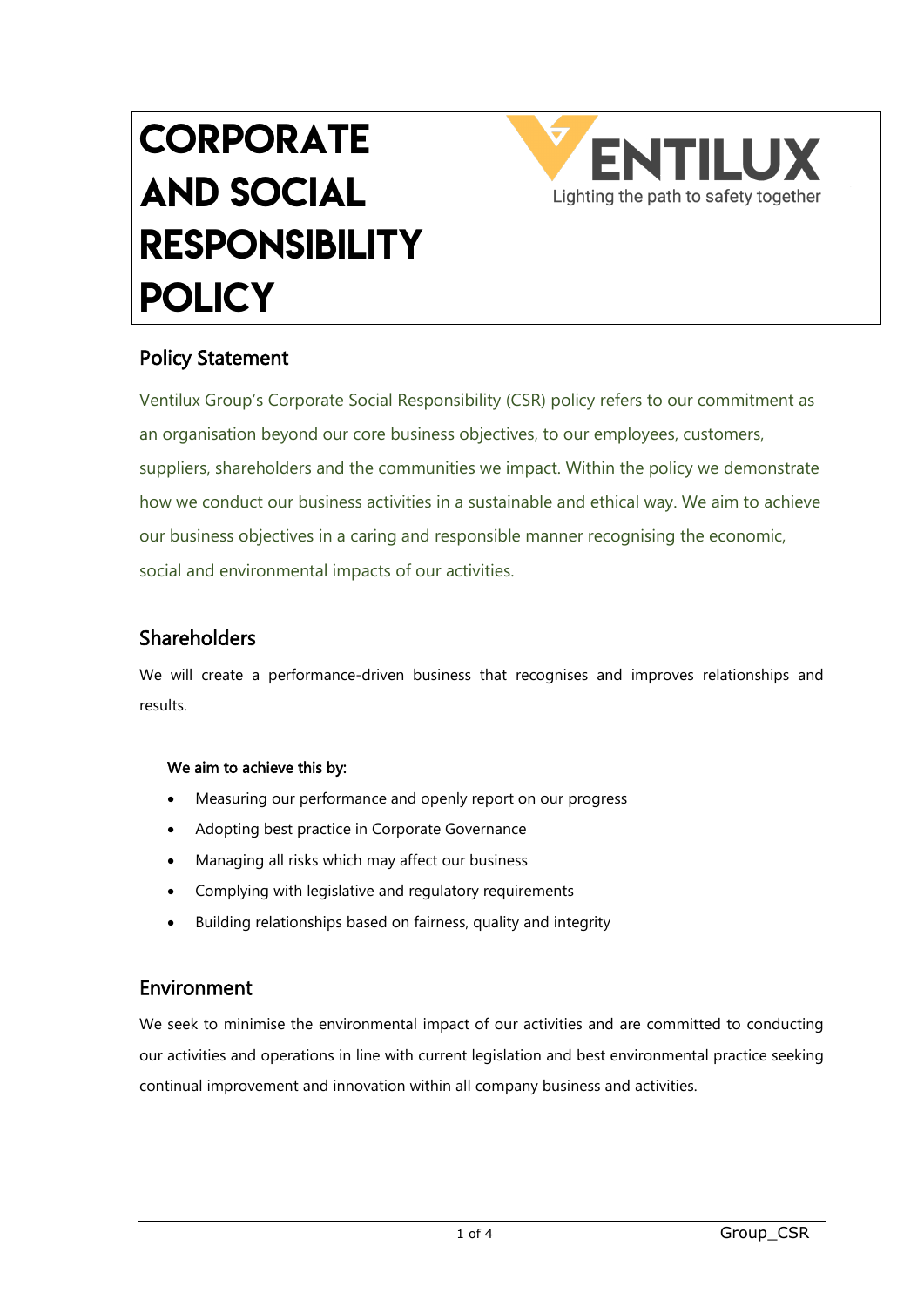# CORPORATE AND SOCIAL RESPONSIBILITY POLICY

VENTILUX

Lighting the path to safety together

## Policy Statement

Ventilux Group's Corporate Social Responsibility (CSR) policy refers to our commitment as an organisation beyond our core business objectives, to our employees, customers, suppliers, shareholders and the communities we impact. Within the policy we demonstrate how we conduct our business activities in a sustainable and ethical way. We aim to achieve our business objectives in a caring and responsible manner recognising the economic, social and environmental impacts of our activities.

## Shareholders

We will create a performance-driven business that recognises and improves relationships and results.

**We aim to achieve this by:**

- Measuring our performance and openly report on our progress
- Adopting best practice in Corporate Governance
- Managing all risks which may affect our business
- Complying with legislative and regulatory requirements
- Building relationships based on fairness, quality and integrity

## Environment

We seek to minimise the environmental impact of our activities and are committed to conducting our activities and operations in line with current legislation and best environmental practice seeking continual improvement and innovation within all company business and activities.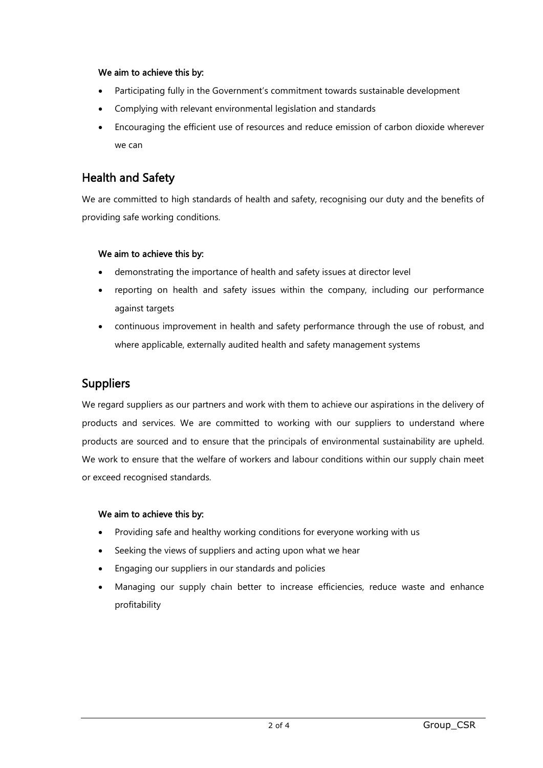**We aim to achieve this by:**

- Participating fully in the Government's commitment towards sustainable development
- Complying with relevant environmental legislation and standards
- Encouraging the efficient use of resources and reduce emission of carbon dioxide wherever we can

## Health and Safety

We are committed to high standards of health and safety, recognising our duty and the benefits of providing safe working conditions.

**We aim to achieve this by:**

- demonstrating the importance of health and safety issues at director level
- reporting on health and safety issues within the company, including our performance against targets
- continuous improvement in health and safety performance through the use of robust, and where applicable, externally audited health and safety management systems

## Suppliers

We regard suppliers as our partners and work with them to achieve our aspirations in the delivery of products and services. We are committed to working with our suppliers to understand where products are sourced and to ensure that the principals of environmental sustainability are upheld. We work to ensure that the welfare of workers and labour conditions within our supply chain meet or exceed recognised standards.

**We aim to achieve this by:**

- Providing safe and healthy working conditions for everyone working with us
- Seeking the views of suppliers and acting upon what we hear
- Engaging our suppliers in our standards and policies
- Managing our supply chain better to increase efficiencies, reduce waste and enhance profitability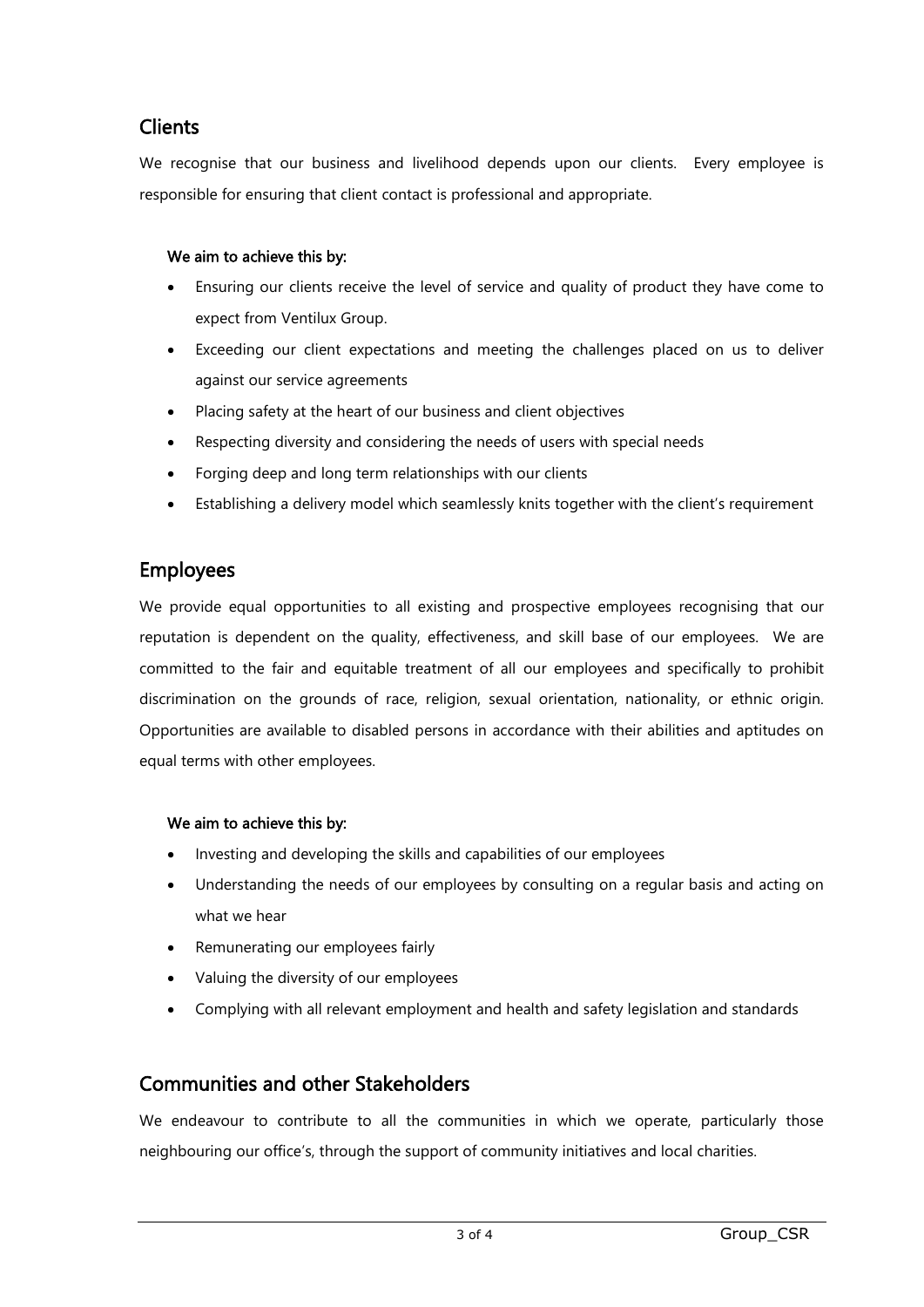## Clients

We recognise that our business and livelihood depends upon our clients. Every employee is responsible for ensuring that client contact is professional and appropriate.

**We aim to achieve this by:**

- Ensuring our clients receive the level of service and quality of product they have come to expect from Ventilux Group.
- Exceeding our client expectations and meeting the challenges placed on us to deliver against our service agreements
- Placing safety at the heart of our business and client objectives
- Respecting diversity and considering the needs of users with special needs
- Forging deep and long term relationships with our clients
- Establishing a delivery model which seamlessly knits together with the client's requirement

## Employees

We provide equal opportunities to all existing and prospective employees recognising that our reputation is dependent on the quality, effectiveness, and skill base of our employees. We are committed to the fair and equitable treatment of all our employees and specifically to prohibit discrimination on the grounds of race, religion, sexual orientation, nationality, or ethnic origin. Opportunities are available to disabled persons in accordance with their abilities and aptitudes on equal terms with other employees.

**We aim to achieve this by:**

- Investing and developing the skills and capabilities of our employees
- Understanding the needs of our employees by consulting on a regular basis and acting on what we hear
- Remunerating our employees fairly
- Valuing the diversity of our employees
- Complying with all relevant employment and health and safety legislation and standards

## Communities and other Stakeholders

We endeavour to contribute to all the communities in which we operate, particularly those neighbouring our office's, through the support of community initiatives and local charities.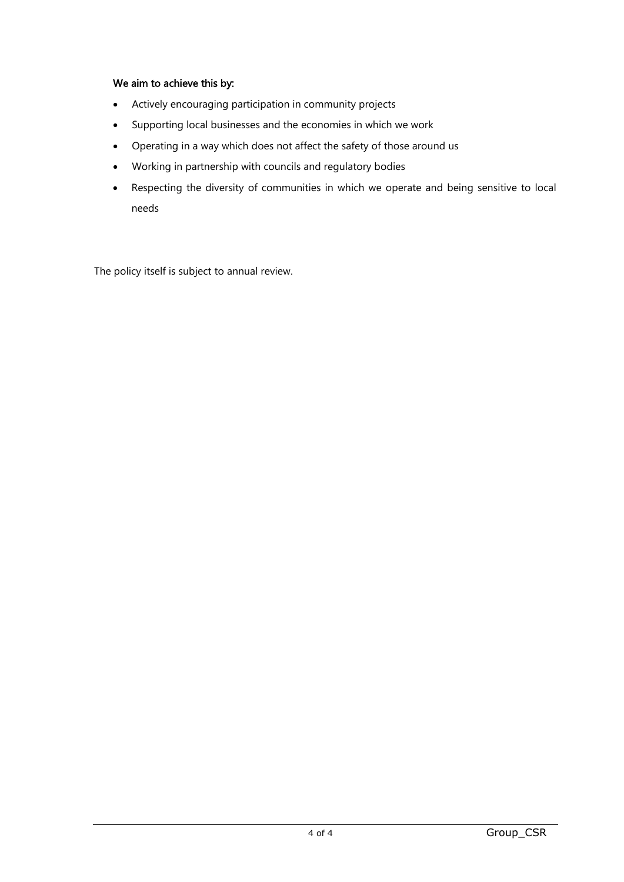**We aim to achieve this by:**

- Actively encouraging participation in community projects
- Supporting local businesses and the economies in which we work
- Operating in a way which does not affect the safety of those around us
- Working in partnership with councils and regulatory bodies
- Respecting the diversity of communities in which we operate and being sensitive to local needs

The policy itself is subject to annual review.